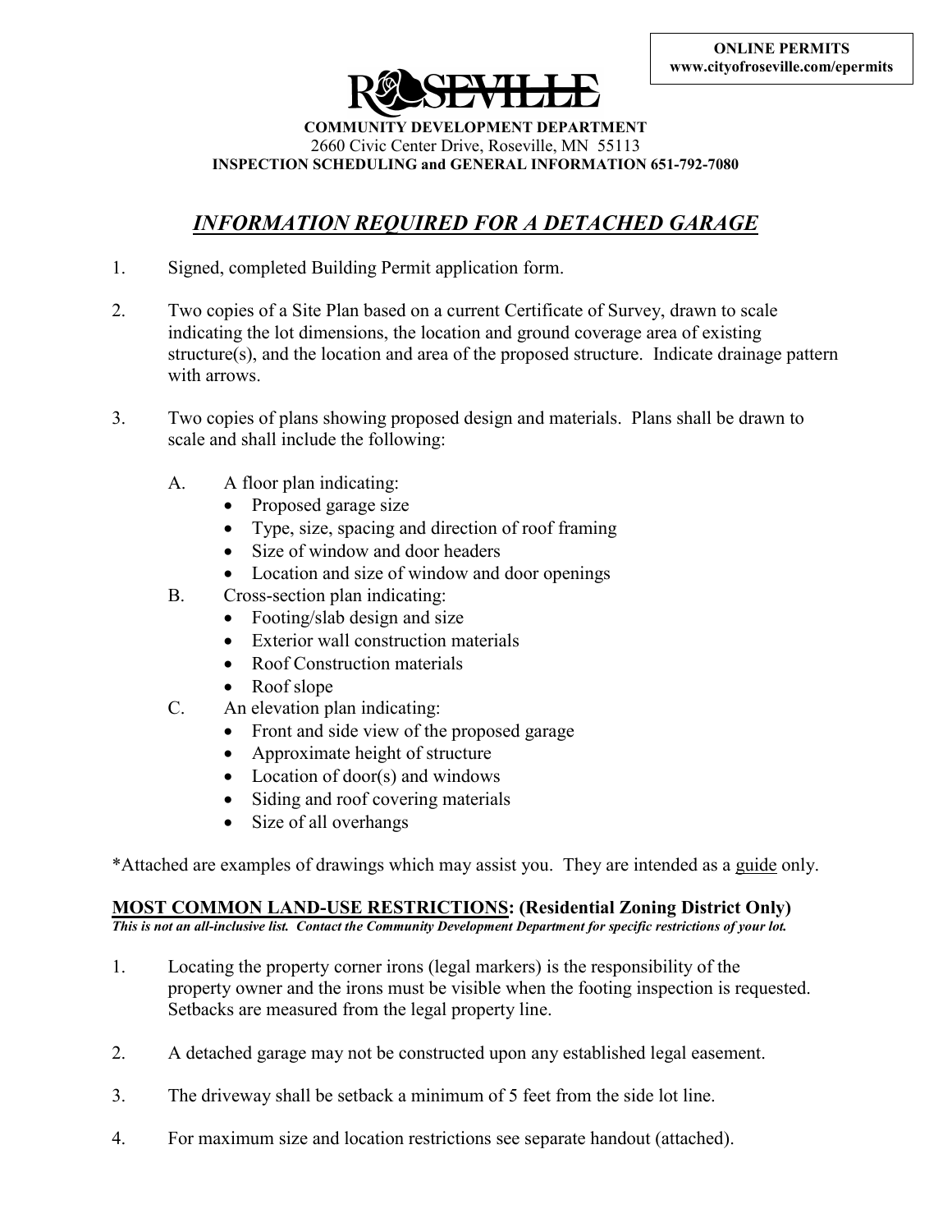**ONLINE PERMITS**
**www.cityofroseville.com/epermits**

# ROSEVILLE

**COMMUNITY DEVELOPMENT DEPARTMENT**
2660 Civic Center Drive, Roseville, MN 55113
**INSPECTION SCHEDULING and GENERAL INFORMATION 651-792-7080**

## *INFORMATION REQUIRED FOR A DETACHED GARAGE*

1. Signed, completed Building Permit application form.

2. Two copies of a Site Plan based on a current Certificate of Survey, drawn to scale indicating the lot dimensions, the location and ground coverage area of existing structure(s), and the location and area of the proposed structure. Indicate drainage pattern with arrows.

3. Two copies of plans showing proposed design and materials. Plans shall be drawn to scale and shall include the following:

   A. A floor plan indicating:
   - Proposed garage size
   - Type, size, spacing and direction of roof framing
   - Size of window and door headers
   - Location and size of window and door openings

   B. Cross-section plan indicating:
   - Footing/slab design and size
   - Exterior wall construction materials
   - Roof Construction materials
   - Roof slope

   C. An elevation plan indicating:
   - Front and side view of the proposed garage
   - Approximate height of structure
   - Location of door(s) and windows
   - Siding and roof covering materials
   - Size of all overhangs

*Attached are examples of drawings which may assist you. They are intended as a guide only.

### MOST COMMON LAND-USE RESTRICTIONS: (Residential Zoning District Only)

***This is not an all-inclusive list. Contact the Community Development Department for specific restrictions of your lot.***

1. Locating the property corner irons (legal markers) is the responsibility of the property owner and the irons must be visible when the footing inspection is requested. Setbacks are measured from the legal property line.

2. A detached garage may not be constructed upon any established legal easement.

3. The driveway shall be setback a minimum of 5 feet from the side lot line.

4. For maximum size and location restrictions see separate handout (attached).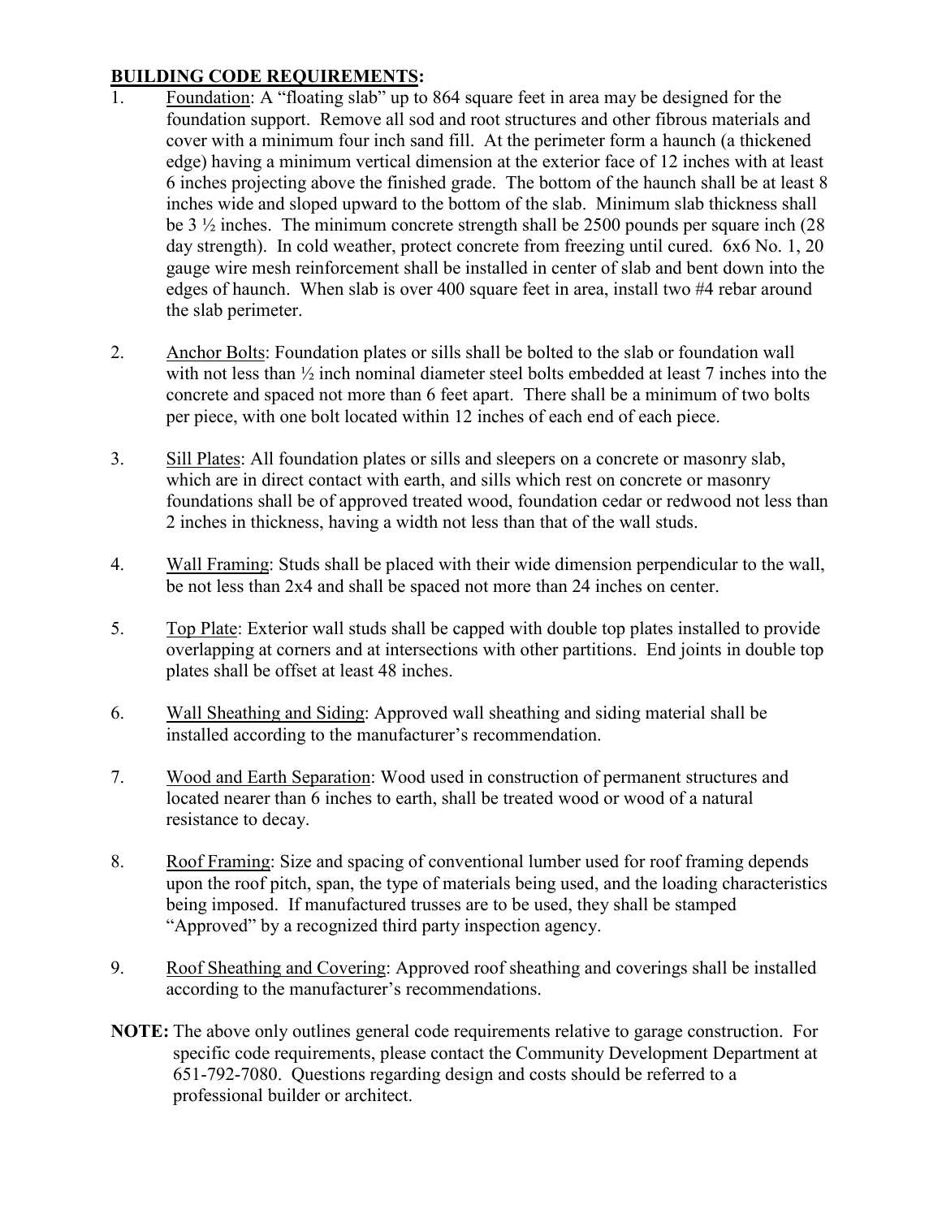**<u>BUILDING CODE REQUIREMENTS</u>:**

1. <u>Foundation</u>: A "floating slab" up to 864 square feet in area may be designed for the foundation support. Remove all sod and root structures and other fibrous materials and cover with a minimum four inch sand fill. At the perimeter form a haunch (a thickened edge) having a minimum vertical dimension at the exterior face of 12 inches with at least 6 inches projecting above the finished grade. The bottom of the haunch shall be at least 8 inches wide and sloped upward to the bottom of the slab. Minimum slab thickness shall be 3 ½ inches. The minimum concrete strength shall be 2500 pounds per square inch (28 day strength). In cold weather, protect concrete from freezing until cured. 6x6 No. 1, 20 gauge wire mesh reinforcement shall be installed in center of slab and bent down into the edges of haunch. When slab is over 400 square feet in area, install two #4 rebar around the slab perimeter.

2. <u>Anchor Bolts</u>: Foundation plates or sills shall be bolted to the slab or foundation wall with not less than ½ inch nominal diameter steel bolts embedded at least 7 inches into the concrete and spaced not more than 6 feet apart. There shall be a minimum of two bolts per piece, with one bolt located within 12 inches of each end of each piece.

3. <u>Sill Plates</u>: All foundation plates or sills and sleepers on a concrete or masonry slab, which are in direct contact with earth, and sills which rest on concrete or masonry foundations shall be of approved treated wood, foundation cedar or redwood not less than 2 inches in thickness, having a width not less than that of the wall studs.

4. <u>Wall Framing</u>: Studs shall be placed with their wide dimension perpendicular to the wall, be not less than 2x4 and shall be spaced not more than 24 inches on center.

5. <u>Top Plate</u>: Exterior wall studs shall be capped with double top plates installed to provide overlapping at corners and at intersections with other partitions. End joints in double top plates shall be offset at least 48 inches.

6. <u>Wall Sheathing and Siding</u>: Approved wall sheathing and siding material shall be installed according to the manufacturer's recommendation.

7. <u>Wood and Earth Separation</u>: Wood used in construction of permanent structures and located nearer than 6 inches to earth, shall be treated wood or wood of a natural resistance to decay.

8. <u>Roof Framing</u>: Size and spacing of conventional lumber used for roof framing depends upon the roof pitch, span, the type of materials being used, and the loading characteristics being imposed. If manufactured trusses are to be used, they shall be stamped "Approved" by a recognized third party inspection agency.

9. <u>Roof Sheathing and Covering</u>: Approved roof sheathing and coverings shall be installed according to the manufacturer's recommendations.

**NOTE:** The above only outlines general code requirements relative to garage construction. For specific code requirements, please contact the Community Development Department at 651-792-7080. Questions regarding design and costs should be referred to a professional builder or architect.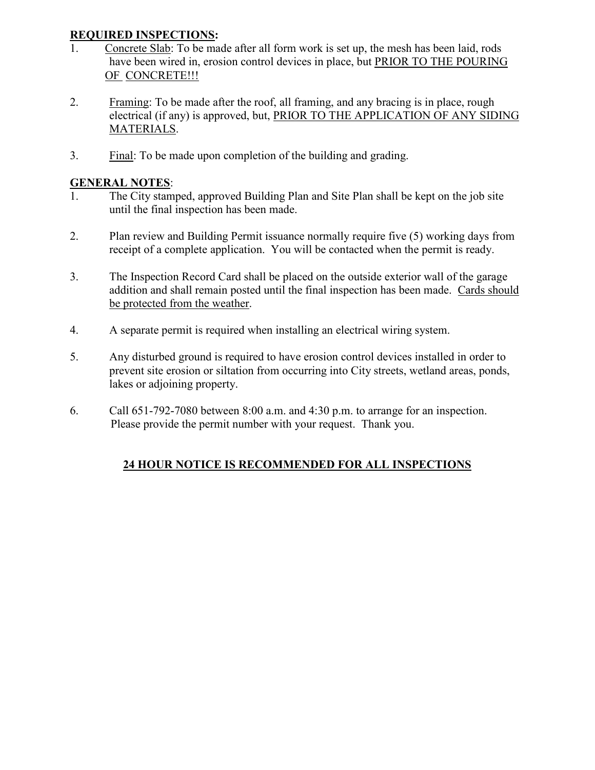**REQUIRED INSPECTIONS:**

1. Concrete Slab: To be made after all form work is set up, the mesh has been laid, rods have been wired in, erosion control devices in place, but PRIOR TO THE POURING OF CONCRETE!!!

2. Framing: To be made after the roof, all framing, and any bracing is in place, rough electrical (if any) is approved, but, PRIOR TO THE APPLICATION OF ANY SIDING MATERIALS.

3. Final: To be made upon completion of the building and grading.

**GENERAL NOTES:**

1. The City stamped, approved Building Plan and Site Plan shall be kept on the job site until the final inspection has been made.

2. Plan review and Building Permit issuance normally require five (5) working days from receipt of a complete application. You will be contacted when the permit is ready.

3. The Inspection Record Card shall be placed on the outside exterior wall of the garage addition and shall remain posted until the final inspection has been made. Cards should be protected from the weather.

4. A separate permit is required when installing an electrical wiring system.

5. Any disturbed ground is required to have erosion control devices installed in order to prevent site erosion or siltation from occurring into City streets, wetland areas, ponds, lakes or adjoining property.

6. Call 651-792-7080 between 8:00 a.m. and 4:30 p.m. to arrange for an inspection. Please provide the permit number with your request. Thank you.

**24 HOUR NOTICE IS RECOMMENDED FOR ALL INSPECTIONS**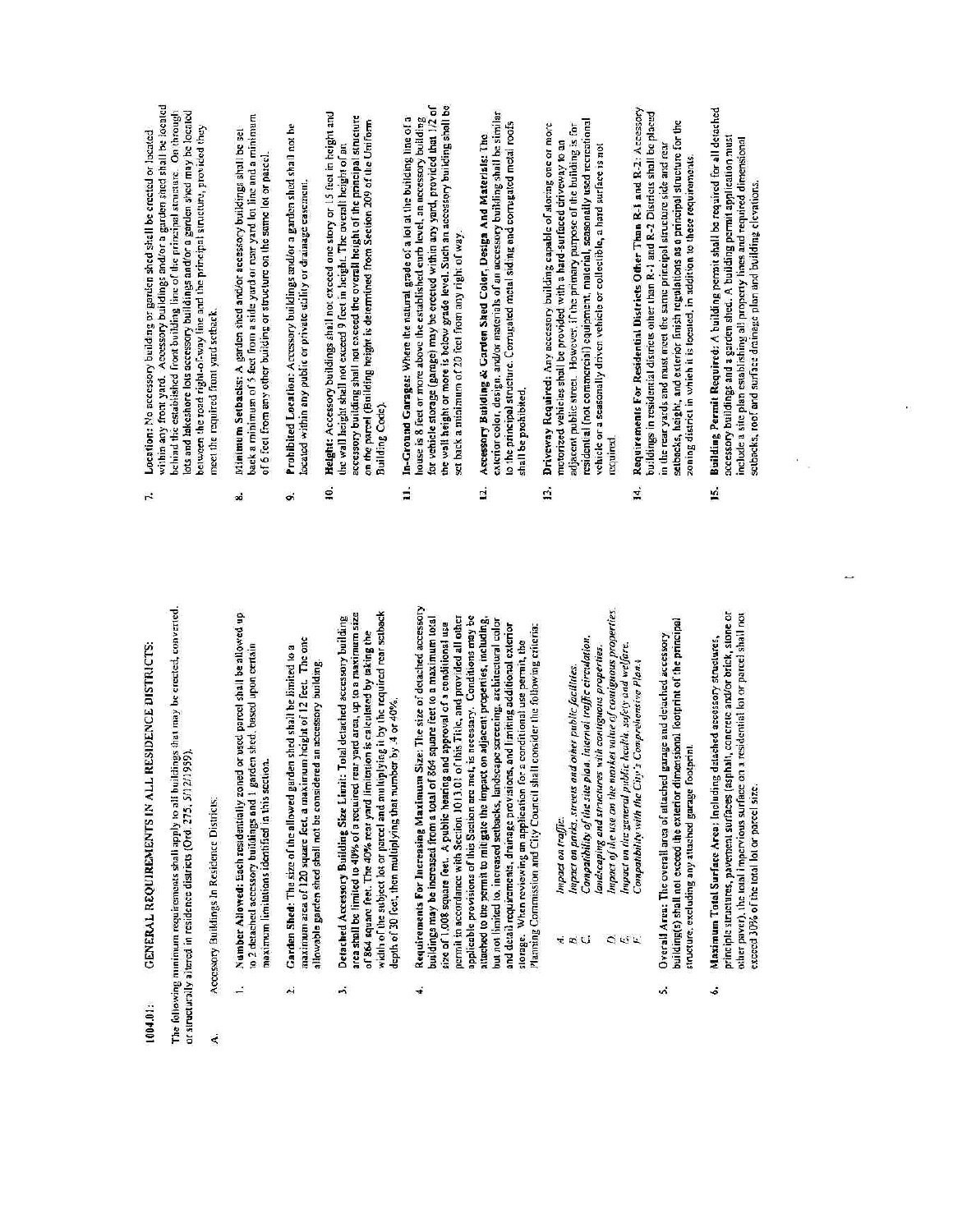## 1004.01: GENERAL REQUIREMENTS IN ALL RESIDENCE DISTRICTS:

The following minimum requirements shall apply to all buildings that may be erected, converted, or structurally altered in residence districts (Ord. 275, 5/12/1959).

A. Accessory Buildings in Residence Districts:

1. **Number Allowed:** Each residentially zoned or used parcel shall be allowed up to 2 detached accessory buildings and 1 garden shed, based upon certain maximum limitations identified in this section.

2. **Garden Shed:** The size of the allowed garden shed shall be limited to a maximum area of 120 square feet, a maximum height of 12 feet. The one allowable garden shed shall not be considered an accessory building.

3. **Detached Accessory Building Size Limit:** Total detached accessory building area shall be limited to 40% of a required rear yard area, up to a maximum size of 864 square feet. The 40% rear yard limitation is calculated by taking the width of the subject lot or parcel and multiplying it by the required rear setback depth of 30 feet, then multiplying that number by .4 or 40%.

4. **Requirements For Increasing Maximum Size:** The size of detached accessory buildings may be increased from a total of 864 square feet to a maximum total size of 1,008 square feet. A public hearing and approval of a conditional use permit in accordance with Section 1013.01 of this Title, and provided all other applicable provisions of this Section are met, is necessary. Conditions may be attached to the permit to mitigate the impact on adjacent properties, including, but not limited to, increased setbacks, landscape screening, architectural color and detail requirements, drainage provisions, and limiting additional exterior storage. When reviewing an application for a conditional use permit, the Planning Commission and City Council shall consider the following criteria:

   A. *Impact on traffic;*
   B. *Impact on parks, streets and other public facilities;*
   C. *Compatibility of the site plan, internal traffic circulation, landscaping and structures with contiguous properties;*
   D. *Impact of the use on the market value of contiguous properties;*
   E. *Impact on the general public health, safety and welfare;*
   F. *Compatibility with the City's Comprehensive Plan.*

5. **Overall Area:** The overall area of attached garage and detached accessory building(s) shall not exceed the exterior dimensional footprint of the principal structure, excluding any attached garage footprint.

6. **Maximum Total Surface Area:** Including detached accessory structures, principle structures, pavement surfaces (asphalt, concrete and/or brick, stone or other paver), the total impervious surface on a residential lot or parcel shall not exceed 30% of the total lot or parcel size.

7. **Location:** No accessory building or garden shed shall be erected or located within any front yard. Accessory buildings and/or a garden shed shall be located behind the established front building line of the principal structure. On through lots and lakeshore lots accessory buildings and/or a garden shed may be located between the road right-of-way line and the principal structure, provided they meet the required front yard setback.

8. **Minimum Setbacks:** A garden shed and/or accessory buildings shall be set back a minimum of 5 feet from a side yard or rear yard lot line and a minimum of 6 feet from any other building or structure on the same lot or parcel.

9. **Prohibited Location:** Accessory buildings and/or a garden shed shall not be located within any public or private utility or drainage easement.

10. **Height:** Accessory buildings shall not exceed one story or 15 feet in height and the wall height shall not exceed 9 feet in height. The overall height of an accessory building shall not exceed the overall height of the principal structure on the parcel (Building height is determined from Section 209 of the Uniform Building Code).

11. **In-Ground Garages:** Where the natural grade of a lot at the building line of a house is 8 feet or more above the established curb level, an accessory building for vehicle storage (garage) may be erected within any yard, provided that 1/2 of the wall height or more is below grade level. Such an accessory building shall be set back a minimum of 20 feet from any right of way.

12. **Accessory Building & Garden Shed Color, Design And Materials:** The exterior color, design, and/or materials of an accessory building shall be similar to the principal structure. Corrugated metal siding and corrugated metal roofs shall be prohibited.

13. **Driveway Required:** Any accessory building capable of storing one or more motorized vehicles shall be provided with a hard-surfaced driveway to an adjacent public street. However, if the primary purpose of the building is for residential (not commercial) equipment, material, seasonally used recreational vehicle or a seasonally driven vehicle or collectible, a hard surface is not required.

14. **Requirements For Residential Districts Other Than R-1 and R-2:** Accessory buildings in residential districts other than R-1 and R-2 Districts shall be placed in the rear yards and must meet the same principal structure side and rear setbacks, height, and exterior finish regulations as a principal structure for the zoning district in which it is located, in addition to these requirements.

15. **Building Permit Required:** A building permit shall be required for all detached accessory buildings and a garden shed. A building permit application must include a site plan establishing all property lines and required dimensional setbacks, roof and surface drainage plan and building elevations.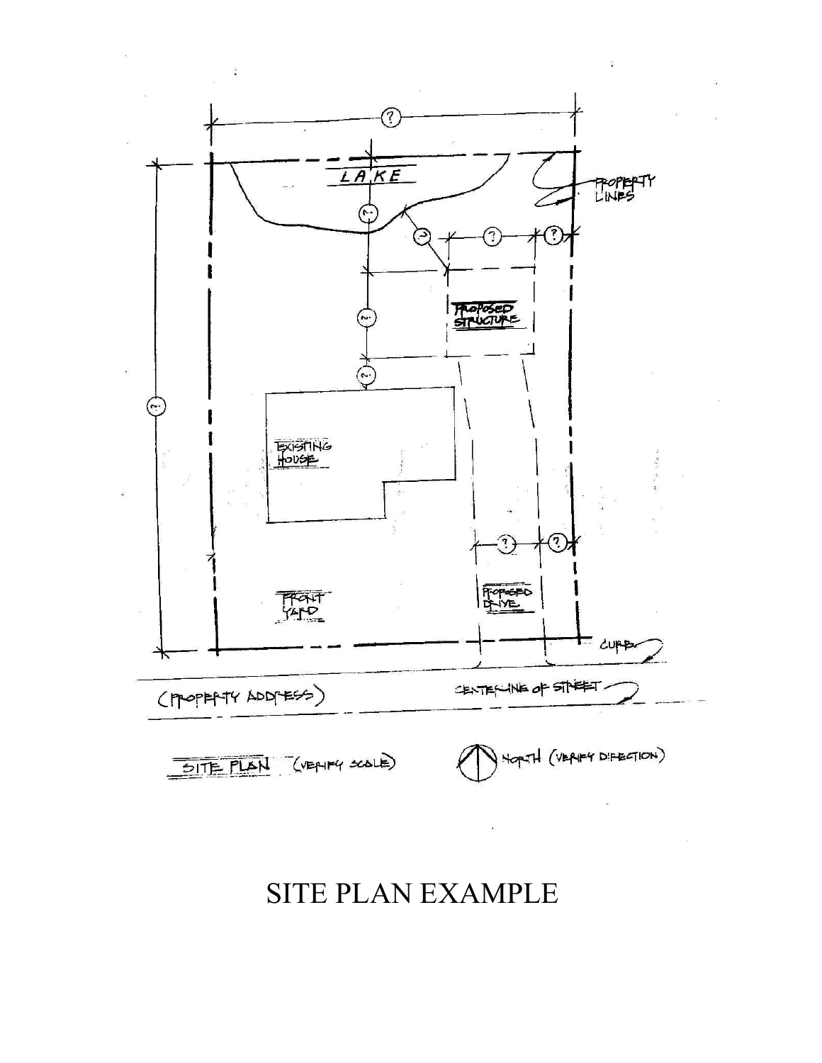LAKE

PROPERTY LINES

PROPOSED STRUCTURE

EXISTING HOUSE

FRONT YARD

PROPOSED DRIVE

CURB

(PROPERTY ADDRESS)

CENTERLINE OF STREET

SITE PLAN (VERIFY SCALE)

NORTH (VERIFY DIRECTION)

# SITE PLAN EXAMPLE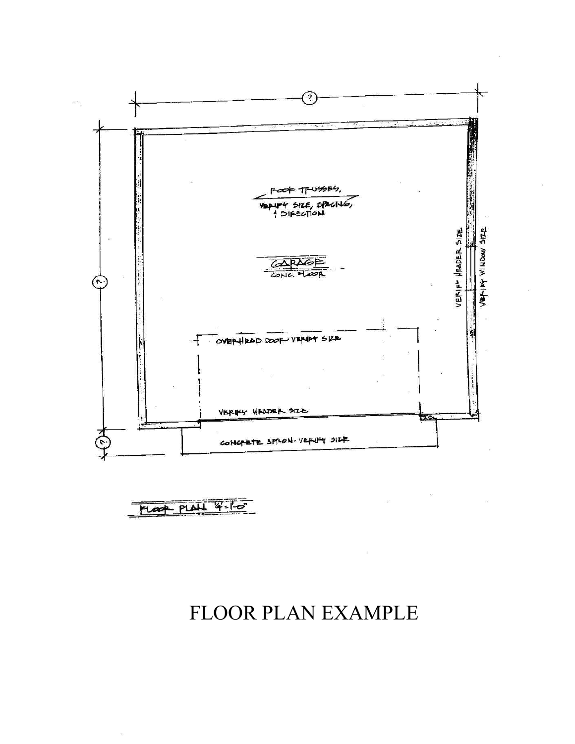?

ROOF TRUSSES, VERIFY SIZE, SPACING, & DIRECTION

GARAGE

CONC. FLOOR

VERIFY HEADER SIZE

VERIFY WINDOW SIZE

?

OVERHEAD DOOR - VERIFY SIZE

VERIFY HEADER SIZE

?

CONCRETE APRON - VERIFY SIZE

FLOOR PLAN 1/4"=1'-0"

# FLOOR PLAN EXAMPLE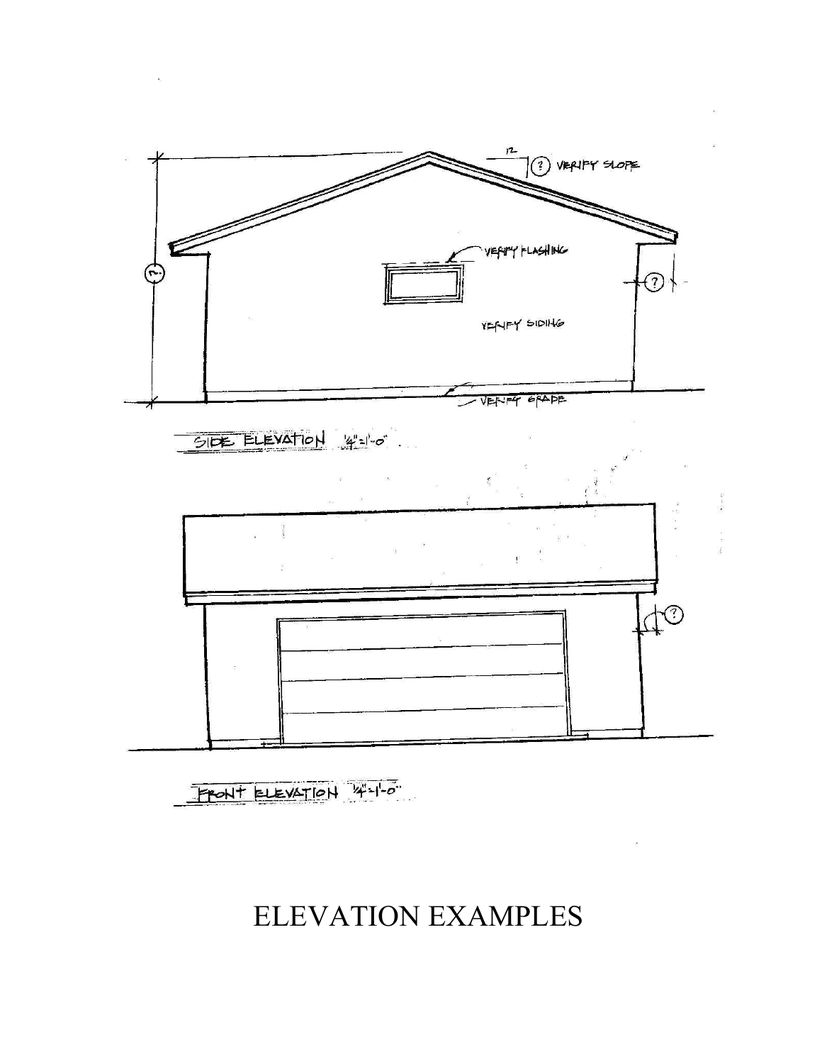SIDE ELEVATION 1/4"=1'-0"

12

(?) VERIFY SLOPE

VERIFY FLASHING

VERIFY SIDING

VERIFY GRADE

(?)

FRONT ELEVATION 1/4"=1'-0"

(?)

# ELEVATION EXAMPLES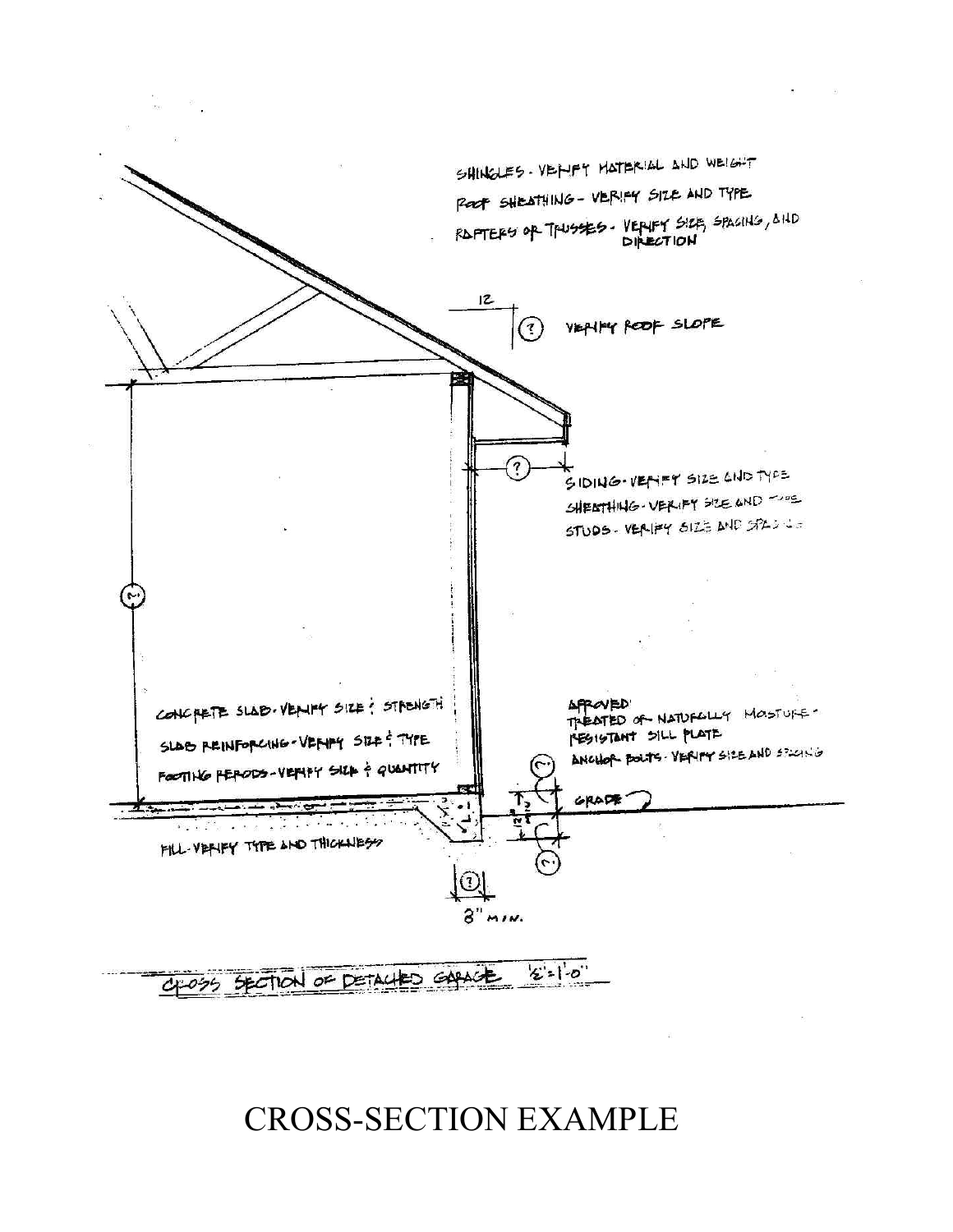SHINGLES - VERIFY MATERIAL AND WEIGHT

ROOF SHEATHING - VERIFY SIZE AND TYPE

RAFTERS OR TRUSSES - VERIFY SIZE, SPACING, AND DIRECTION

12

(?) VERIFY ROOF SLOPE

(?)

SIDING - VERIFY SIZE AND TYPE

SHEATHING - VERIFY SIZE AND TYPE

STUDS - VERIFY SIZE AND SPACING

(?)

CONCRETE SLAB - VERIFY SIZE & STRENGTH

SLAB REINFORCING - VERIFY SIZE & TYPE

FOOTING RERODS - VERIFY SIZE & QUANTITY

APPROVED TREATED OR NATURALLY MOISTURE-RESISTANT SILL PLATE

ANCHOR BOLTS - VERIFY SIZE AND SPACING

(?)

GRADE

(?)

FILL - VERIFY TYPE AND THICKNESS

(?)

8" MIN.

CROSS SECTION OF DETACHED GARAGE ½" = 1'-0"

# CROSS-SECTION EXAMPLE